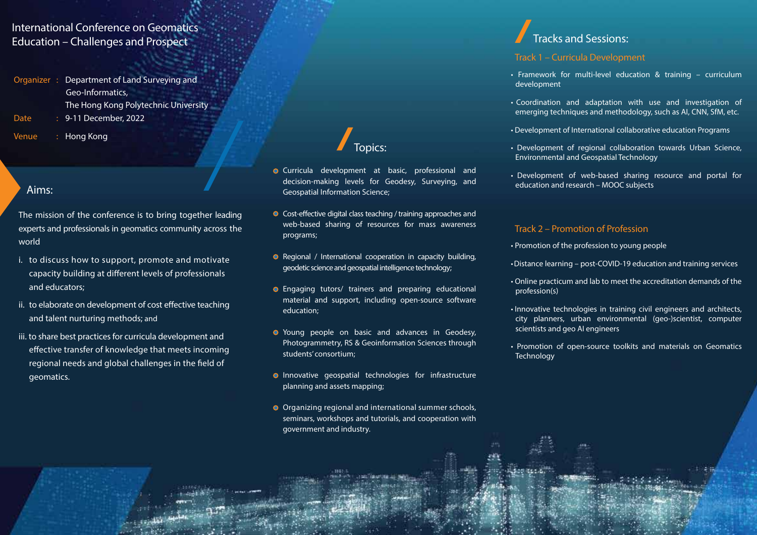# International Conference on Geomatics Education – Challenges and Prospect

**Organizer** : Department of Land Surveying and Geo-Informatics, The Hong Kong Polytechnic University

**Date** : 9-11 December, 2022

**Venue** : Hong Kong

## Aims:

The mission of the conference is to bring together leading experts and professionals in geomatics community across the world

i. to discuss how to support, promote and motivate capacity building at different levels of professionals and educators;

ii. to elaborate on development of cost effective teaching and talent nurturing methods; and

iii. to share best practices for curricula development and effective transfer of knowledge that meets incoming regional needs and global challenges in the field of geomatics.

## Topics:

- Curricula development at basic, professional and decision-making levels for Geodesy, Surveying, and Geospatial Information Science;
- Cost-effective digital class teaching / training approaches and web-based sharing of resources for mass awareness programs;
- Regional / International cooperation in capacity building, geodetic science and geospatial intelligence technology;
- Engaging tutors/ trainers and preparing educational material and support, including open-source software education;
- Young people on basic and advances in Geodesy, Photogrammetry, RS & Geoinformation Sciences through students' consortium;
- Innovative geospatial technologies for infrastructure planning and assets mapping;
- Organizing regional and international summer schools, seminars, workshops and tutorials, and cooperation with government and industry.

## Tracks and Sessions:

### Track 1 – Curricula Development

- Framework for multi-level education & training – curriculum development
- Coordination and adaptation with use and investigation of emerging techniques and methodology, such as AI, CNN, SfM, etc.
- Development of International collaborative education Programs
- Development of regional collaboration towards Urban Science, Environmental and Geospatial Technology
- Development of web-based sharing resource and portal for education and research – MOOC subjects

### Track 2 – Promotion of Profession

- Promotion of the profession to young people
- Distance learning – post-COVID-19 education and training services
- Online practicum and lab to meet the accreditation demands of the profession(s)
- Innovative technologies in training civil engineers and architects, city planners, urban environmental (geo-)scientist, computer scientists and geo AI engineers
- Promotion of open-source toolkits and materials on Geomatics Technology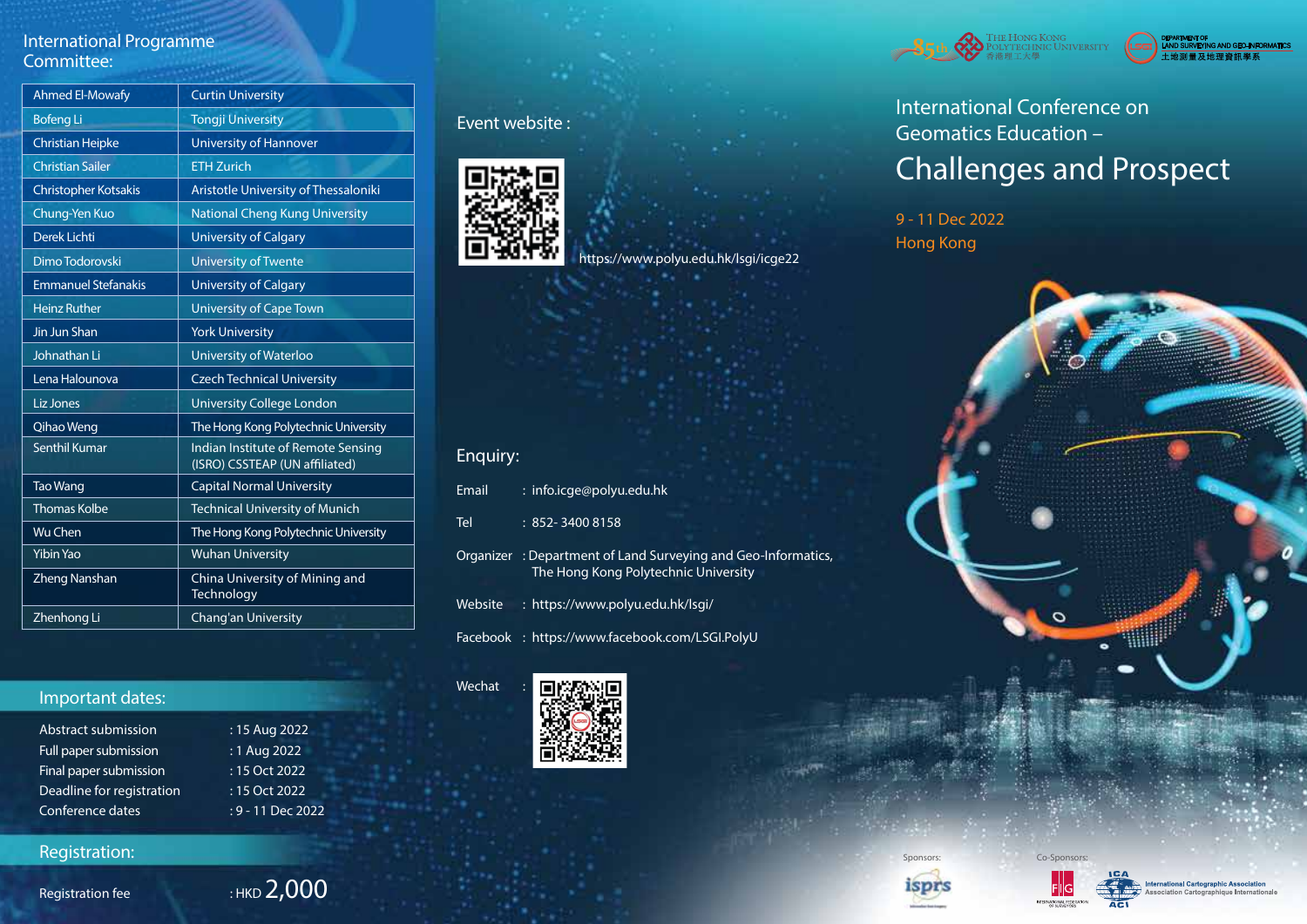## International Programme Committee:

| | |
|---|---|
| Ahmed El-Mowafy | Curtin University |
| Bofeng Li | Tongji University |
| Christian Heipke | University of Hannover |
| Christian Sailer | ETH Zurich |
| Christopher Kotsakis | Aristotle University of Thessaloniki |
| Chung-Yen Kuo | National Cheng Kung University |
| Derek Lichti | University of Calgary |
| Dimo Todorovski | University of Twente |
| Emmanuel Stefanakis | University of Calgary |
| Heinz Ruther | University of Cape Town |
| Jin Jun Shan | York University |
| Johnathan Li | University of Waterloo |
| Lena Halounova | Czech Technical University |
| Liz Jones | University College London |
| Qihao Weng | The Hong Kong Polytechnic University |
| Senthil Kumar | Indian Institute of Remote Sensing (ISRO) CSSTEAP (UN affiliated) |
| Tao Wang | Capital Normal University |
| Thomas Kolbe | Technical University of Munich |
| Wu Chen | The Hong Kong Polytechnic University |
| Yibin Yao | Wuhan University |
| Zheng Nanshan | China University of Mining and Technology |
| Zhenhong Li | Chang'an University |

## Important dates:

| | |
|---|---|
| Abstract submission | : 15 Aug 2022 |
| Full paper submission | : 1 Aug 2022 |
| Final paper submission | : 15 Oct 2022 |
| Deadline for registration | : 15 Oct 2022 |
| Conference dates | : 9 - 11 Dec 2022 |

## Registration:

Registration fee : HKD 2,000

## Event website :

https://www.polyu.edu.hk/lsgi/icge22

## Enquiry:

Email : info.icge@polyu.edu.hk

Tel : 852- 3400 8158

Organizer : Department of Land Surveying and Geo-Informatics, The Hong Kong Polytechnic University

Website : https://www.polyu.edu.hk/lsgi/

Facebook : https://www.facebook.com/LSGI.PolyU

Wechat :

85th The Hong Kong Polytechnic University 香港理工大學

Department of Land Surveying and Geo-Informatics 土地測量及地理資訊學系

# International Conference on Geomatics Education – Challenges and Prospect

9 - 11 Dec 2022

Hong Kong

Sponsors: isprs

Co-Sponsors: FIG International Federation of Surveyors; ICA ACI International Cartographic Association, Association Cartographique Internationale